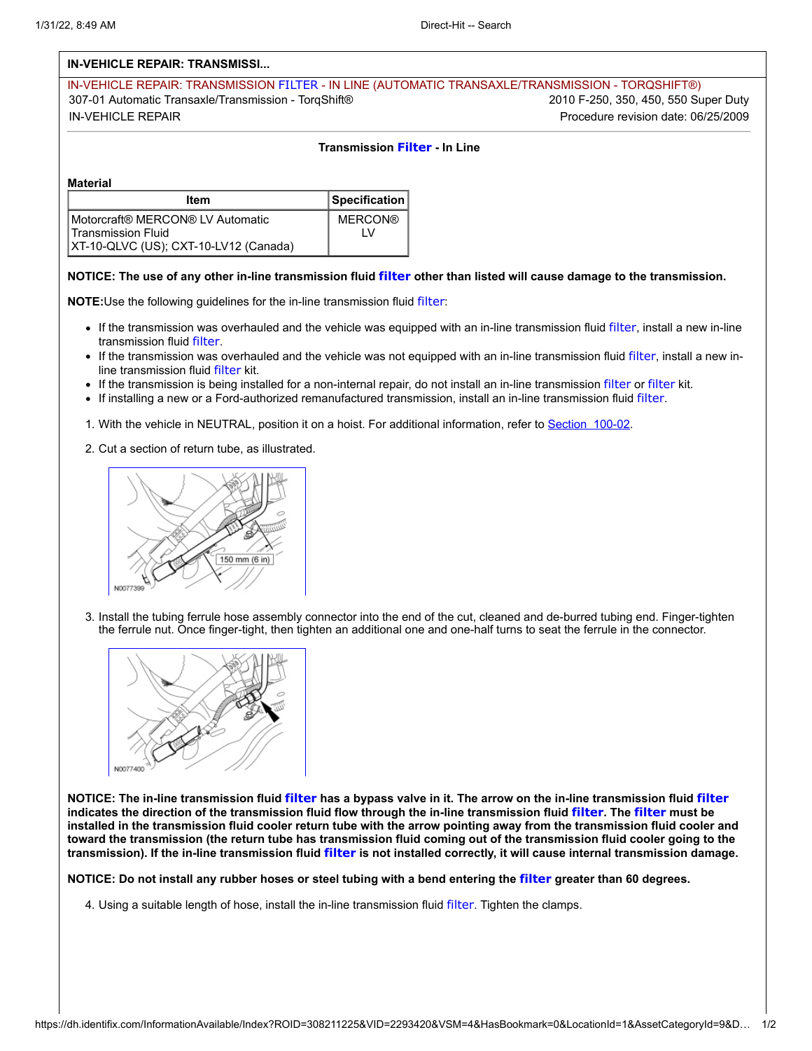**IN-VEHICLE REPAIR: TRANSMISSI...**

IN-VEHICLE REPAIR: TRANSMISSION FILTER - IN LINE (AUTOMATIC TRANSAXLE/TRANSMISSION - TORQSHIFT®)

307-01 Automatic Transaxle/Transmission - TorqShift® — 2010 F-250, 350, 450, 550 Super Duty

IN-VEHICLE REPAIR — Procedure revision date: 06/25/2009

## Transmission Filter - In Line

**Material**

| Item | Specification |
|---|---|
| Motorcraft® MERCON® LV Automatic Transmission Fluid XT-10-QLVC (US); CXT-10-LV12 (Canada) | MERCON® LV |

**NOTICE: The use of any other in-line transmission fluid filter other than listed will cause damage to the transmission.**

**NOTE:** Use the following guidelines for the in-line transmission fluid filter:

- If the transmission was overhauled and the vehicle was equipped with an in-line transmission fluid filter, install a new in-line transmission fluid filter.
- If the transmission was overhauled and the vehicle was not equipped with an in-line transmission fluid filter, install a new in-line transmission fluid filter kit.
- If the transmission is being installed for a non-internal repair, do not install an in-line transmission filter or filter kit.
- If installing a new or a Ford-authorized remanufactured transmission, install an in-line transmission fluid filter.

1. With the vehicle in NEUTRAL, position it on a hoist. For additional information, refer to Section 100-02.
2. Cut a section of return tube, as illustrated.

   150 mm (6 in)

   N0077399

3. Install the tubing ferrule hose assembly connector into the end of the cut, cleaned and de-burred tubing end. Finger-tighten the ferrule nut. Once finger-tight, then tighten an additional one and one-half turns to seat the ferrule in the connector.

   N0077400

**NOTICE: The in-line transmission fluid filter has a bypass valve in it. The arrow on the in-line transmission fluid filter indicates the direction of the transmission fluid flow through the in-line transmission fluid filter. The filter must be installed in the transmission fluid cooler return tube with the arrow pointing away from the transmission fluid cooler and toward the transmission (the return tube has transmission fluid coming out of the transmission fluid cooler going to the transmission). If the in-line transmission fluid filter is not installed correctly, it will cause internal transmission damage.**

**NOTICE: Do not install any rubber hoses or steel tubing with a bend entering the filter greater than 60 degrees.**

4. Using a suitable length of hose, install the in-line transmission fluid filter. Tighten the clamps.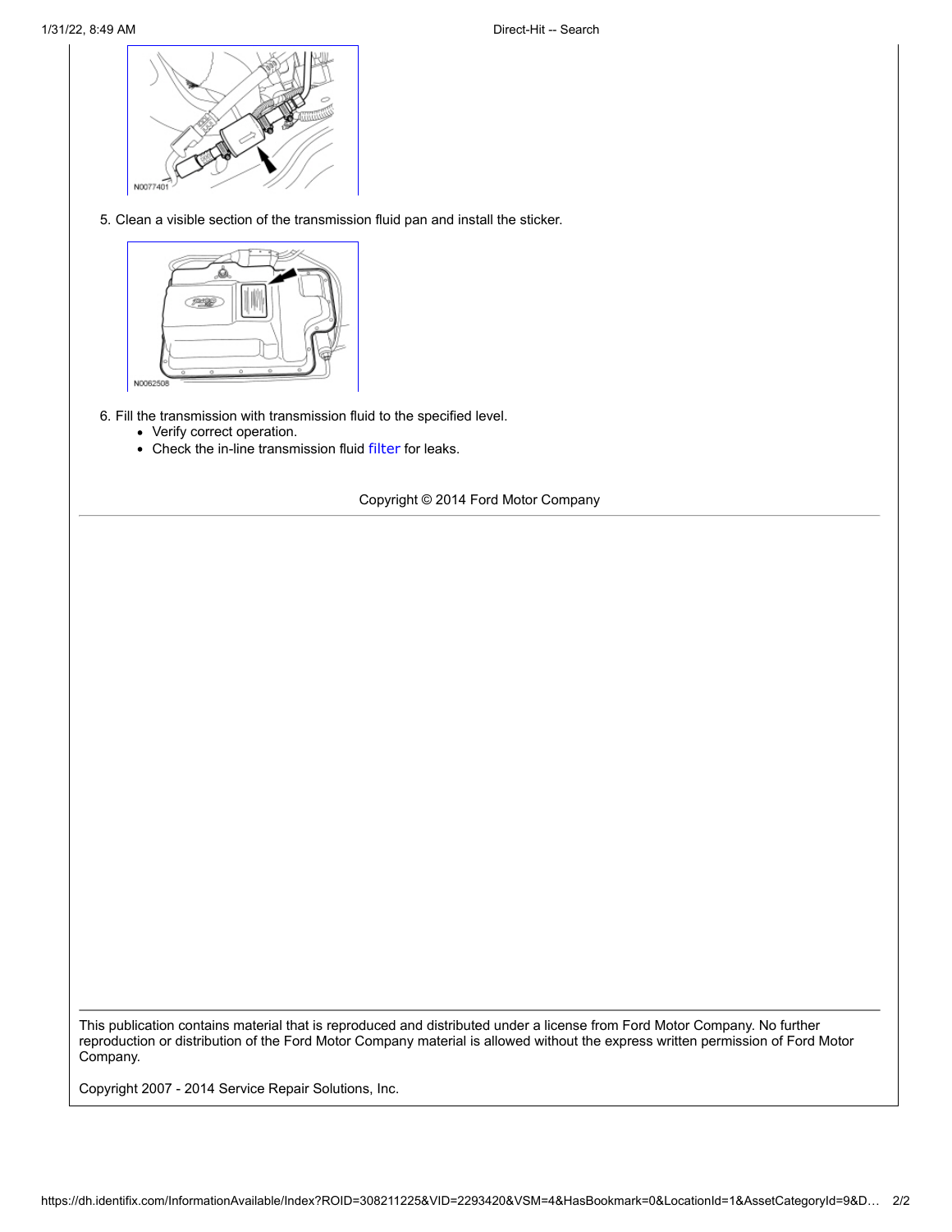N0077401

5. Clean a visible section of the transmission fluid pan and install the sticker.

N0062508

6. Fill the transmission with transmission fluid to the specified level.
    - Verify correct operation.
    - Check the in-line transmission fluid filter for leaks.

Copyright © 2014 Ford Motor Company

---

This publication contains material that is reproduced and distributed under a license from Ford Motor Company. No further reproduction or distribution of the Ford Motor Company material is allowed without the express written permission of Ford Motor Company.

Copyright 2007 - 2014 Service Repair Solutions, Inc.